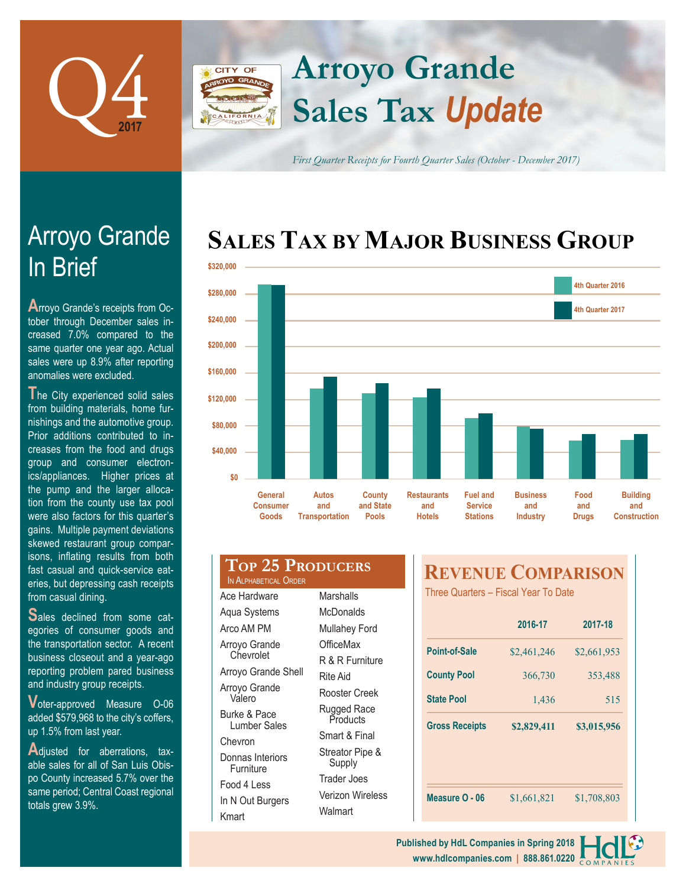Q4 2017

# Arroyo Grande Sales Tax *Update*

*First Quarter Receipts for Fourth Quarter Sales (October - December 2017)*

## Arroyo Grande In Brief

Arroyo Grande's receipts from October through December sales increased 7.0% compared to the same quarter one year ago. Actual sales were up 8.9% after reporting anomalies were excluded.

The City experienced solid sales from building materials, home furnishings and the automotive group. Prior additions contributed to increases from the food and drugs group and consumer electronics/appliances. Higher prices at the pump and the larger allocation from the county use tax pool were also factors for this quarter's gains. Multiple payment deviations skewed restaurant group comparisons, inflating results from both fast casual and quick-service eateries, but depressing cash receipts from casual dining.

Sales declined from some categories of consumer goods and the transportation sector. A recent business closeout and a year-ago reporting problem pared business and industry group receipts.

Voter-approved Measure O-06 added $579,968 to the city's coffers, up 1.5% from last year.

Adjusted for aberrations, taxable sales for all of San Luis Obispo County increased 5.7% over the same period; Central Coast regional totals grew 3.9%.

## Sales Tax by Major Business Group

Legend: 4th Quarter 2016, 4th Quarter 2017

Categories: General Consumer Goods; Autos and Transportation; County and State Pools; Restaurants and Hotels; Fuel and Service Stations; Business and Industry; Food and Drugs; Building and Construction

Axis: $0 – $320,000

## Top 25 Producers

In Alphabetical Order

| | |
|---|---|
| Ace Hardware | Marshalls |
| Aqua Systems | McDonalds |
| Arco AM PM | Mullahey Ford |
| Arroyo Grande Chevrolet | OfficeMax |
| Arroyo Grande Shell | R & R Furniture |
| Arroyo Grande Valero | Rite Aid |
| Burke & Pace Lumber Sales | Rooster Creek |
| Chevron | Rugged Race Products |
| Donnas Interiors Furniture | Smart & Final |
| Food 4 Less | Streator Pipe & Supply |
| In N Out Burgers | Trader Joes |
| Kmart | Verizon Wireless |
| | Walmart |

## Revenue Comparison

Three Quarters – Fiscal Year To Date

| | 2016-17 | 2017-18 |
|---|---|---|
| Point-of-Sale | $2,461,246 | $2,661,953 |
| County Pool | 366,730 | 353,488 |
| State Pool | 1,436 | 515 |
| **Gross Receipts** | **$2,829,411** | **$3,015,956** |
| Measure O - 06 | $1,661,821 | $1,708,803 |

Published by HdL Companies in Spring 2018
www.hdlcompanies.com | 888.861.0220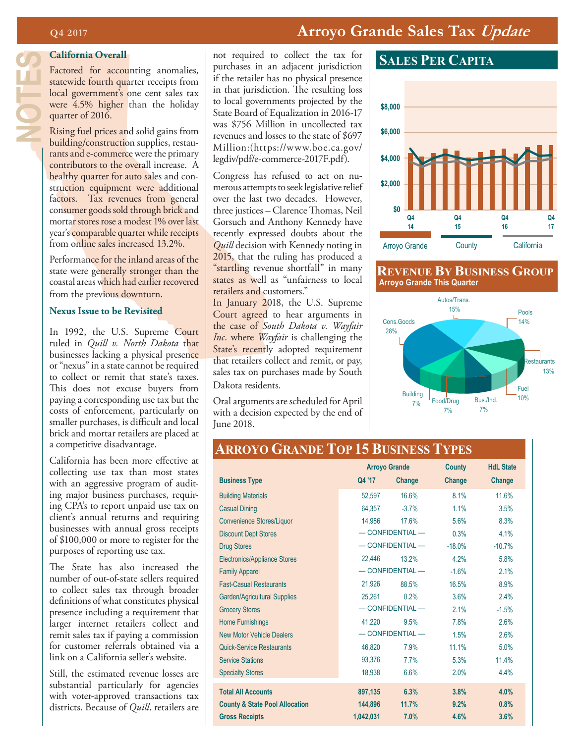# Arroyo Grande Sales Tax *Update*

Q4 2017

NOTES

### California Overall

Factored for accounting anomalies, statewide fourth quarter receipts from local government's one cent sales tax were 4.5% higher than the holiday quarter of 2016.

Rising fuel prices and solid gains from building/construction supplies, restaurants and e-commerce were the primary contributors to the overall increase. A healthy quarter for auto sales and construction equipment were additional factors. Tax revenues from general consumer goods sold through brick and mortar stores rose a modest 1% over last year's comparable quarter while receipts from online sales increased 13.2%.

Performance for the inland areas of the state were generally stronger than the coastal areas which had earlier recovered from the previous downturn.

### Nexus Issue to be Revisited

In 1992, the U.S. Supreme Court ruled in *Quill v. North Dakota* that businesses lacking a physical presence or "nexus" in a state cannot be required to collect or remit that state's taxes. This does not excuse buyers from paying a corresponding use tax but the costs of enforcement, particularly on smaller purchases, is difficult and local brick and mortar retailers are placed at a competitive disadvantage.

California has been more effective at collecting use tax than most states with an aggressive program of auditing major business purchases, requiring CPA's to report unpaid use tax on client's annual returns and requiring businesses with annual gross receipts of $100,000 or more to register for the purposes of reporting use tax.

The State has also increased the number of out-of-state sellers required to collect sales tax through broader definitions of what constitutes physical presence including a requirement that larger internet retailers collect and remit sales tax if paying a commission for customer referrals obtained via a link on a California seller's website.

Still, the estimated revenue losses are substantial particularly for agencies with voter-approved transactions tax districts. Because of *Quill*, retailers are not required to collect the tax for purchases in an adjacent jurisdiction if the retailer has no physical presence in that jurisdiction. The resulting loss to local governments projected by the State Board of Equalization in 2016-17 was $756 Million in uncollected tax revenues and losses to the state of $697 Million:(https://www.boe.ca.gov/legdiv/pdf/e-commerce-2017F.pdf).

Congress has refused to act on numerous attempts to seek legislative relief over the last two decades. However, three justices – Clarence Thomas, Neil Gorsuch and Anthony Kennedy have recently expressed doubts about the *Quill* decision with Kennedy noting in 2015, that the ruling has produced a "startling revenue shortfall" in many states as well as "unfairness to local retailers and customers."

In January 2018, the U.S. Supreme Court agreed to hear arguments in the case of *South Dakota v. Wayfair Inc*. where *Wayfair* is challenging the State's recently adopted requirement that retailers collect and remit, or pay, sales tax on purchases made by South Dakota residents.

Oral arguments are scheduled for April with a decision expected by the end of June 2018.

## Sales Per Capita

$8,000
$6,000
$4,000
$2,000
$0
Q4 14
Q4 15
Q4 16
Q4 17
Arroyo Grande
County
California

## Revenue By Business Group

Arroyo Grande This Quarter

Autos/Trans. 15%
Pools 14%
Restaurants 13%
Fuel 10%
Bus./Ind. 7%
Food/Drug 7%
Building 7%
Cons.Goods 28%

## Arroyo Grande Top 15 Business Types

| | Arroyo Grande | | County | HdL State |
|---|---|---|---|---|
| **Business Type** | **Q4 '17** | **Change** | **Change** | **Change** |
| Building Materials | 52,597 | 16.6% | 8.1% | 11.6% |
| Casual Dining | 64,357 | -3.7% | 1.1% | 3.5% |
| Convenience Stores/Liquor | 14,986 | 17.6% | 5.6% | 8.3% |
| Discount Dept Stores | — CONFIDENTIAL — | | 0.3% | 4.1% |
| Drug Stores | — CONFIDENTIAL — | | -18.0% | -10.7% |
| Electronics/Appliance Stores | 22,446 | 13.2% | 4.2% | 5.8% |
| Family Apparel | — CONFIDENTIAL — | | -1.6% | 2.1% |
| Fast-Casual Restaurants | 21,926 | 88.5% | 16.5% | 8.9% |
| Garden/Agricultural Supplies | 25,261 | 0.2% | 3.6% | 2.4% |
| Grocery Stores | — CONFIDENTIAL — | | 2.1% | -1.5% |
| Home Furnishings | 41,220 | 9.5% | 7.8% | 2.6% |
| New Motor Vehicle Dealers | — CONFIDENTIAL — | | 1.5% | 2.6% |
| Quick-Service Restaurants | 46,820 | 7.9% | 11.1% | 5.0% |
| Service Stations | 93,376 | 7.7% | 5.3% | 11.4% |
| Specialty Stores | 18,938 | 6.6% | 2.0% | 4.4% |
| **Total All Accounts** | **897,135** | **6.3%** | **3.8%** | **4.0%** |
| **County & State Pool Allocation** | **144,896** | **11.7%** | **9.2%** | **0.8%** |
| **Gross Receipts** | **1,042,031** | **7.0%** | **4.6%** | **3.6%** |